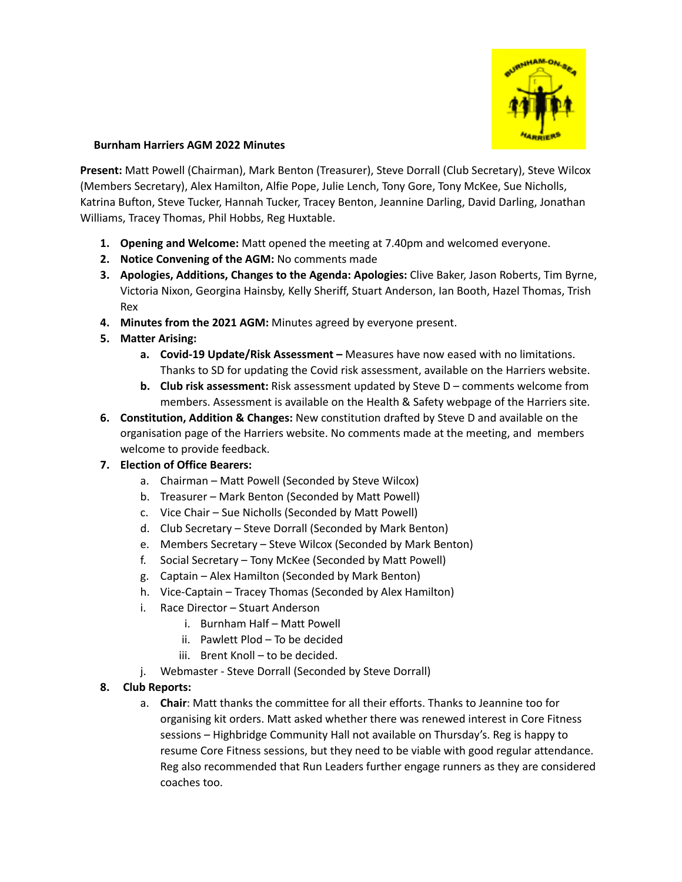**Burnham Harriers AGM 2022 Minutes**

**Present:** Matt Powell (Chairman), Mark Benton (Treasurer), Steve Dorrall (Club Secretary), Steve Wilcox (Members Secretary), Alex Hamilton, Alfie Pope, Julie Lench, Tony Gore, Tony McKee, Sue Nicholls, Katrina Bufton, Steve Tucker, Hannah Tucker, Tracey Benton, Jeannine Darling, David Darling, Jonathan Williams, Tracey Thomas, Phil Hobbs, Reg Huxtable.

1. **Opening and Welcome:** Matt opened the meeting at 7.40pm and welcomed everyone.
2. **Notice Convening of the AGM:** No comments made
3. **Apologies, Additions, Changes to the Agenda: Apologies:** Clive Baker, Jason Roberts, Tim Byrne, Victoria Nixon, Georgina Hainsby, Kelly Sheriff, Stuart Anderson, Ian Booth, Hazel Thomas, Trish Rex
4. **Minutes from the 2021 AGM:** Minutes agreed by everyone present.
5. **Matter Arising:**
    a. **Covid-19 Update/Risk Assessment –** Measures have now eased with no limitations. Thanks to SD for updating the Covid risk assessment, available on the Harriers website.
    b. **Club risk assessment:** Risk assessment updated by Steve D – comments welcome from members. Assessment is available on the Health & Safety webpage of the Harriers site.
6. **Constitution, Addition & Changes:** New constitution drafted by Steve D and available on the organisation page of the Harriers website. No comments made at the meeting, and members welcome to provide feedback.
7. **Election of Office Bearers:**
    a. Chairman – Matt Powell (Seconded by Steve Wilcox)
    b. Treasurer – Mark Benton (Seconded by Matt Powell)
    c. Vice Chair – Sue Nicholls (Seconded by Matt Powell)
    d. Club Secretary – Steve Dorrall (Seconded by Mark Benton)
    e. Members Secretary – Steve Wilcox (Seconded by Mark Benton)
    f. Social Secretary – Tony McKee (Seconded by Matt Powell)
    g. Captain – Alex Hamilton (Seconded by Mark Benton)
    h. Vice-Captain – Tracey Thomas (Seconded by Alex Hamilton)
    i. Race Director – Stuart Anderson
        i. Burnham Half – Matt Powell
        ii. Pawlett Plod – To be decided
        iii. Brent Knoll – to be decided.
    j. Webmaster - Steve Dorrall (Seconded by Steve Dorrall)
8. **Club Reports:**
    a. **Chair**: Matt thanks the committee for all their efforts. Thanks to Jeannine too for organising kit orders. Matt asked whether there was renewed interest in Core Fitness sessions – Highbridge Community Hall not available on Thursday's. Reg is happy to resume Core Fitness sessions, but they need to be viable with good regular attendance. Reg also recommended that Run Leaders further engage runners as they are considered coaches too.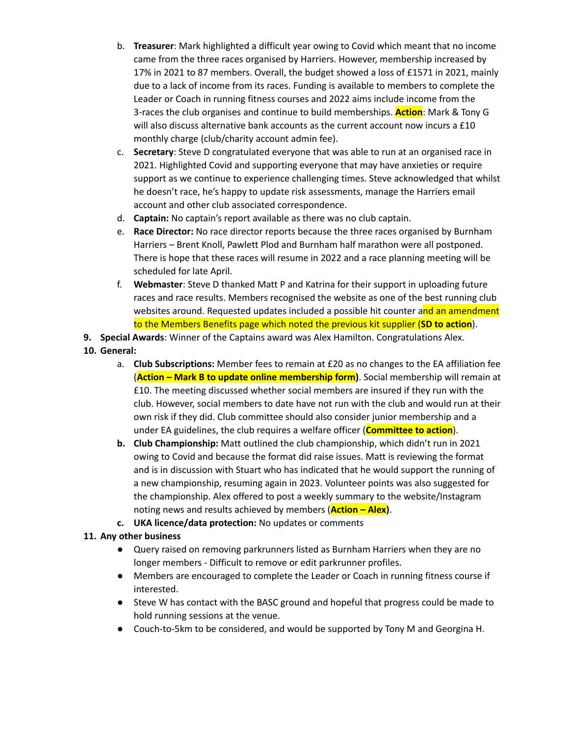b. **Treasurer**: Mark highlighted a difficult year owing to Covid which meant that no income came from the three races organised by Harriers. However, membership increased by 17% in 2021 to 87 members. Overall, the budget showed a loss of £1571 in 2021, mainly due to a lack of income from its races. Funding is available to members to complete the Leader or Coach in running fitness courses and 2022 aims include income from the 3-races the club organises and continue to build memberships. **Action**: Mark & Tony G will also discuss alternative bank accounts as the current account now incurs a £10 monthly charge (club/charity account admin fee).

c. **Secretary**: Steve D congratulated everyone that was able to run at an organised race in 2021. Highlighted Covid and supporting everyone that may have anxieties or require support as we continue to experience challenging times. Steve acknowledged that whilst he doesn't race, he's happy to update risk assessments, manage the Harriers email account and other club associated correspondence.

d. **Captain:** No captain's report available as there was no club captain.

e. **Race Director:** No race director reports because the three races organised by Burnham Harriers – Brent Knoll, Pawlett Plod and Burnham half marathon were all postponed. There is hope that these races will resume in 2022 and a race planning meeting will be scheduled for late April.

f. **Webmaster**: Steve D thanked Matt P and Katrina for their support in uploading future races and race results. Members recognised the website as one of the best running club websites around. Requested updates included a possible hit counter and an amendment to the Members Benefits page which noted the previous kit supplier (**SD to action**).

9. **Special Awards**: Winner of the Captains award was Alex Hamilton. Congratulations Alex.

10. **General:**

    a. **Club Subscriptions:** Member fees to remain at £20 as no changes to the EA affiliation fee (**Action – Mark B to update online membership form)**. Social membership will remain at £10. The meeting discussed whether social members are insured if they run with the club. However, social members to date have not run with the club and would run at their own risk if they did. Club committee should also consider junior membership and a under EA guidelines, the club requires a welfare officer (**Committee to action**).

    b. **Club Championship:** Matt outlined the club championship, which didn't run in 2021 owing to Covid and because the format did raise issues. Matt is reviewing the format and is in discussion with Stuart who has indicated that he would support the running of a new championship, resuming again in 2023. Volunteer points was also suggested for the championship. Alex offered to post a weekly summary to the website/Instagram noting news and results achieved by members (**Action – Alex)**.

    c. **UKA licence/data protection:** No updates or comments

11. **Any other business**

- Query raised on removing parkrunners listed as Burnham Harriers when they are no longer members - Difficult to remove or edit parkrunner profiles.
- Members are encouraged to complete the Leader or Coach in running fitness course if interested.
- Steve W has contact with the BASC ground and hopeful that progress could be made to hold running sessions at the venue.
- Couch-to-5km to be considered, and would be supported by Tony M and Georgina H.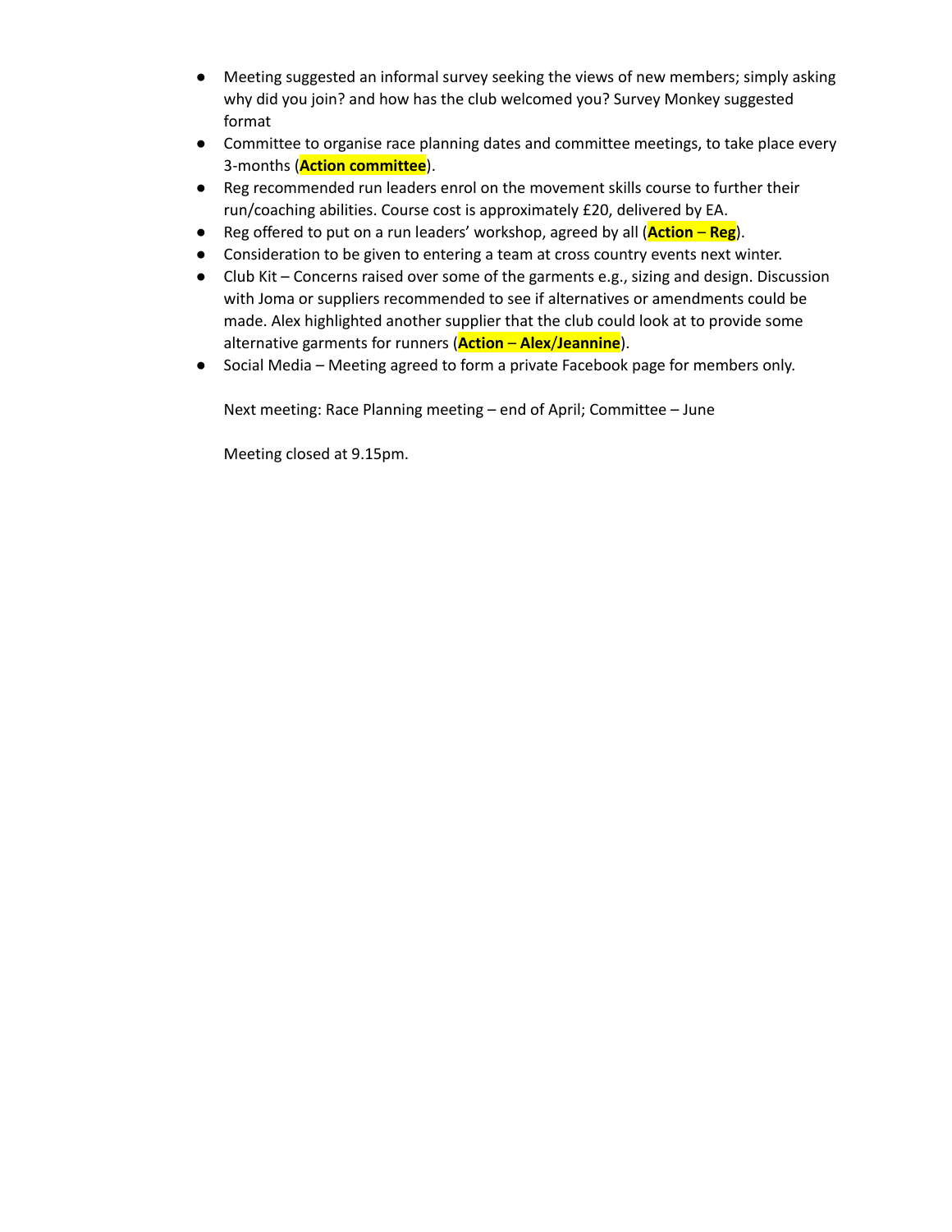- Meeting suggested an informal survey seeking the views of new members; simply asking why did you join? and how has the club welcomed you? Survey Monkey suggested format
- Committee to organise race planning dates and committee meetings, to take place every 3-months (**Action committee**).
- Reg recommended run leaders enrol on the movement skills course to further their run/coaching abilities. Course cost is approximately £20, delivered by EA.
- Reg offered to put on a run leaders' workshop, agreed by all (**Action – Reg**).
- Consideration to be given to entering a team at cross country events next winter.
- Club Kit – Concerns raised over some of the garments e.g., sizing and design. Discussion with Joma or suppliers recommended to see if alternatives or amendments could be made. Alex highlighted another supplier that the club could look at to provide some alternative garments for runners (**Action – Alex/Jeannine**).
- Social Media – Meeting agreed to form a private Facebook page for members only.

Next meeting: Race Planning meeting – end of April; Committee – June

Meeting closed at 9.15pm.